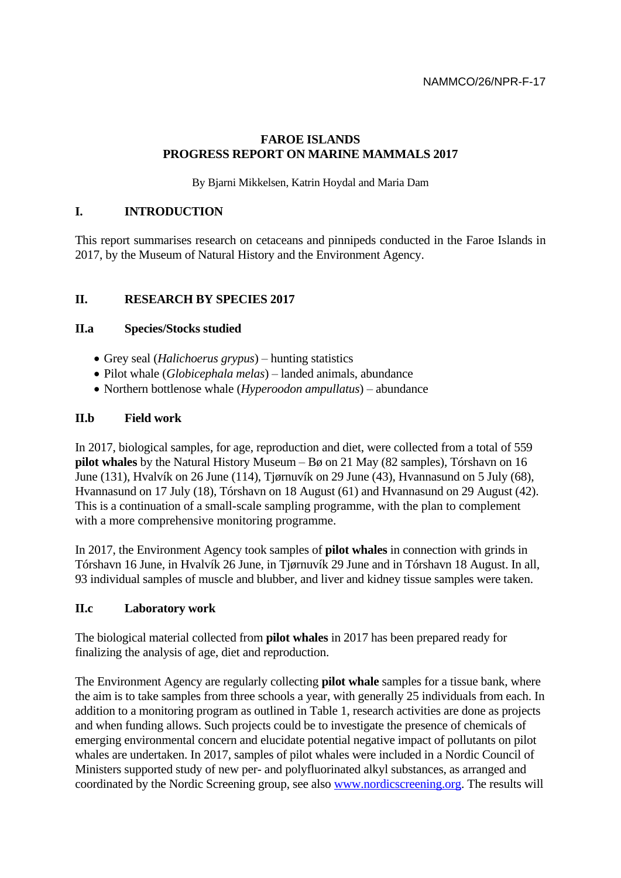NAMMCO/26/NPR-F-17

# FAROE ISLANDS
# PROGRESS REPORT ON MARINE MAMMALS 2017

By Bjarni Mikkelsen, Katrin Hoydal and Maria Dam

## I. INTRODUCTION

This report summarises research on cetaceans and pinnipeds conducted in the Faroe Islands in 2017, by the Museum of Natural History and the Environment Agency.

## II. RESEARCH BY SPECIES 2017

### II.a Species/Stocks studied

- Grey seal (*Halichoerus grypus*) – hunting statistics
- Pilot whale (*Globicephala melas*) – landed animals, abundance
- Northern bottlenose whale (*Hyperoodon ampullatus*) – abundance

### II.b Field work

In 2017, biological samples, for age, reproduction and diet, were collected from a total of 559 **pilot whales** by the Natural History Museum – Bø on 21 May (82 samples), Tórshavn on 16 June (131), Hvalvík on 26 June (114), Tjørnuvík on 29 June (43), Hvannasund on 5 July (68), Hvannasund on 17 July (18), Tórshavn on 18 August (61) and Hvannasund on 29 August (42). This is a continuation of a small-scale sampling programme, with the plan to complement with a more comprehensive monitoring programme.

In 2017, the Environment Agency took samples of **pilot whales** in connection with grinds in Tórshavn 16 June, in Hvalvík 26 June, in Tjørnuvík 29 June and in Tórshavn 18 August. In all, 93 individual samples of muscle and blubber, and liver and kidney tissue samples were taken.

### II.c Laboratory work

The biological material collected from **pilot whales** in 2017 has been prepared ready for finalizing the analysis of age, diet and reproduction.

The Environment Agency are regularly collecting **pilot whale** samples for a tissue bank, where the aim is to take samples from three schools a year, with generally 25 individuals from each. In addition to a monitoring program as outlined in Table 1, research activities are done as projects and when funding allows. Such projects could be to investigate the presence of chemicals of emerging environmental concern and elucidate potential negative impact of pollutants on pilot whales are undertaken. In 2017, samples of pilot whales were included in a Nordic Council of Ministers supported study of new per- and polyfluorinated alkyl substances, as arranged and coordinated by the Nordic Screening group, see also [www.nordicscreening.org](http://www.nordicscreening.org). The results will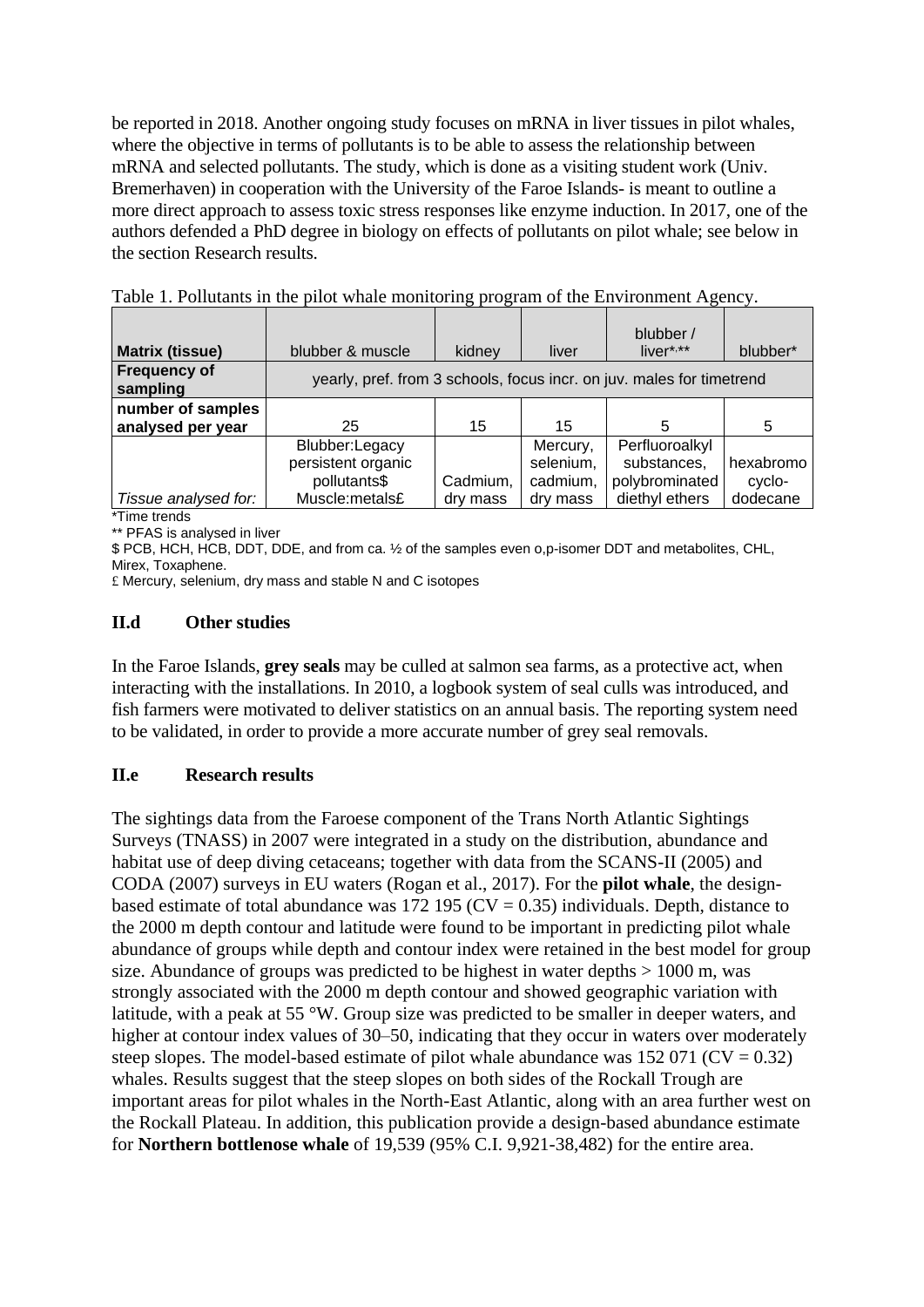be reported in 2018. Another ongoing study focuses on mRNA in liver tissues in pilot whales, where the objective in terms of pollutants is to be able to assess the relationship between mRNA and selected pollutants. The study, which is done as a visiting student work (Univ. Bremerhaven) in cooperation with the University of the Faroe Islands- is meant to outline a more direct approach to assess toxic stress responses like enzyme induction. In 2017, one of the authors defended a PhD degree in biology on effects of pollutants on pilot whale; see below in the section Research results.

Table 1. Pollutants in the pilot whale monitoring program of the Environment Agency.

| **Matrix (tissue)** | blubber & muscle | kidney | liver | blubber / liver*,** | blubber* |
|---|---|---|---|---|---|
| **Frequency of sampling** | yearly, pref. from 3 schools, focus incr. on juv. males for timetrend | | | | |
| **number of samples analysed per year** | 25 | 15 | 15 | 5 | 5 |
| *Tissue analysed for:* | Blubber:Legacy persistent organic pollutants$ Muscle:metals£ | Cadmium, dry mass | Mercury, selenium, cadmium, dry mass | Perfluoroalkyl substances, polybrominated diethyl ethers | hexabromo cyclo-dodecane |

*Time trends

** PFAS is analysed in liver

$ PCB, HCH, HCB, DDT, DDE, and from ca. ½ of the samples even o,p-isomer DDT and metabolites, CHL, Mirex, Toxaphene.

£ Mercury, selenium, dry mass and stable N and C isotopes

## II.d Other studies

In the Faroe Islands, **grey seals** may be culled at salmon sea farms, as a protective act, when interacting with the installations. In 2010, a logbook system of seal culls was introduced, and fish farmers were motivated to deliver statistics on an annual basis. The reporting system need to be validated, in order to provide a more accurate number of grey seal removals.

## II.e Research results

The sightings data from the Faroese component of the Trans North Atlantic Sightings Surveys (TNASS) in 2007 were integrated in a study on the distribution, abundance and habitat use of deep diving cetaceans; together with data from the SCANS-II (2005) and CODA (2007) surveys in EU waters (Rogan et al., 2017). For the **pilot whale**, the design-based estimate of total abundance was 172 195 (CV = 0.35) individuals. Depth, distance to the 2000 m depth contour and latitude were found to be important in predicting pilot whale abundance of groups while depth and contour index were retained in the best model for group size. Abundance of groups was predicted to be highest in water depths > 1000 m, was strongly associated with the 2000 m depth contour and showed geographic variation with latitude, with a peak at 55 °W. Group size was predicted to be smaller in deeper waters, and higher at contour index values of 30–50, indicating that they occur in waters over moderately steep slopes. The model-based estimate of pilot whale abundance was 152 071 (CV = 0.32) whales. Results suggest that the steep slopes on both sides of the Rockall Trough are important areas for pilot whales in the North-East Atlantic, along with an area further west on the Rockall Plateau. In addition, this publication provide a design-based abundance estimate for **Northern bottlenose whale** of 19,539 (95% C.I. 9,921-38,482) for the entire area.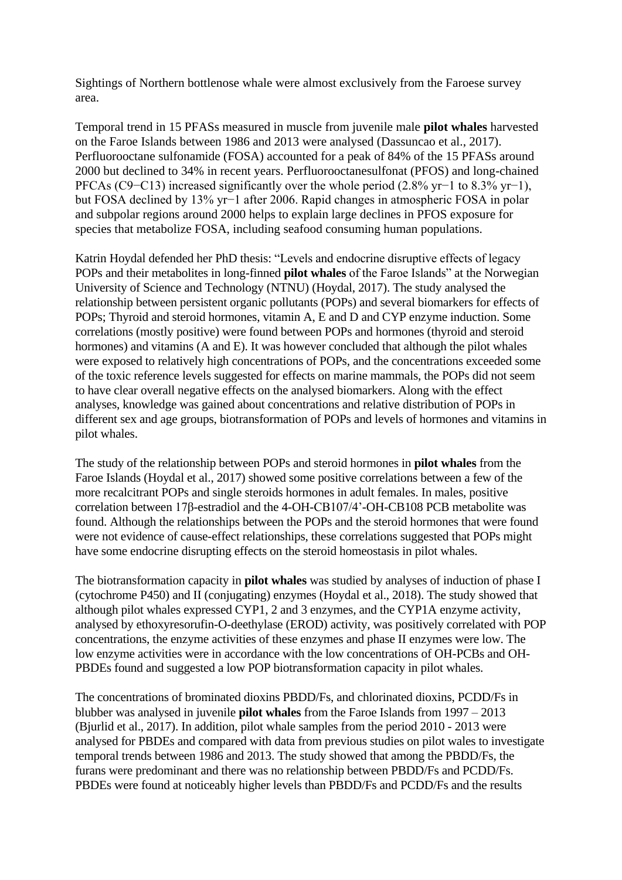Sightings of Northern bottlenose whale were almost exclusively from the Faroese survey area.

Temporal trend in 15 PFASs measured in muscle from juvenile male **pilot whales** harvested on the Faroe Islands between 1986 and 2013 were analysed (Dassuncao et al., 2017). Perfluorooctane sulfonamide (FOSA) accounted for a peak of 84% of the 15 PFASs around 2000 but declined to 34% in recent years. Perfluorooctanesulfonat (PFOS) and long-chained PFCAs (C9−C13) increased significantly over the whole period (2.8% $yr^{-1}$ to 8.3% $yr^{-1}$), but FOSA declined by 13% $yr^{-1}$ after 2006. Rapid changes in atmospheric FOSA in polar and subpolar regions around 2000 helps to explain large declines in PFOS exposure for species that metabolize FOSA, including seafood consuming human populations.

Katrin Hoydal defended her PhD thesis: "Levels and endocrine disruptive effects of legacy POPs and their metabolites in long-finned **pilot whales** of the Faroe Islands" at the Norwegian University of Science and Technology (NTNU) (Hoydal, 2017). The study analysed the relationship between persistent organic pollutants (POPs) and several biomarkers for effects of POPs; Thyroid and steroid hormones, vitamin A, E and D and CYP enzyme induction. Some correlations (mostly positive) were found between POPs and hormones (thyroid and steroid hormones) and vitamins (A and E). It was however concluded that although the pilot whales were exposed to relatively high concentrations of POPs, and the concentrations exceeded some of the toxic reference levels suggested for effects on marine mammals, the POPs did not seem to have clear overall negative effects on the analysed biomarkers. Along with the effect analyses, knowledge was gained about concentrations and relative distribution of POPs in different sex and age groups, biotransformation of POPs and levels of hormones and vitamins in pilot whales.

The study of the relationship between POPs and steroid hormones in **pilot whales** from the Faroe Islands (Hoydal et al., 2017) showed some positive correlations between a few of the more recalcitrant POPs and single steroids hormones in adult females. In males, positive correlation between 17β-estradiol and the 4-OH-CB107/4'-OH-CB108 PCB metabolite was found. Although the relationships between the POPs and the steroid hormones that were found were not evidence of cause-effect relationships, these correlations suggested that POPs might have some endocrine disrupting effects on the steroid homeostasis in pilot whales.

The biotransformation capacity in **pilot whales** was studied by analyses of induction of phase I (cytochrome P450) and II (conjugating) enzymes (Hoydal et al., 2018). The study showed that although pilot whales expressed CYP1, 2 and 3 enzymes, and the CYP1A enzyme activity, analysed by ethoxyresorufin-O-deethylase (EROD) activity, was positively correlated with POP concentrations, the enzyme activities of these enzymes and phase II enzymes were low. The low enzyme activities were in accordance with the low concentrations of OH-PCBs and OH-PBDEs found and suggested a low POP biotransformation capacity in pilot whales.

The concentrations of brominated dioxins PBDD/Fs, and chlorinated dioxins, PCDD/Fs in blubber was analysed in juvenile **pilot whales** from the Faroe Islands from 1997 – 2013 (Bjurlid et al., 2017). In addition, pilot whale samples from the period 2010 - 2013 were analysed for PBDEs and compared with data from previous studies on pilot wales to investigate temporal trends between 1986 and 2013. The study showed that among the PBDD/Fs, the furans were predominant and there was no relationship between PBDD/Fs and PCDD/Fs. PBDEs were found at noticeably higher levels than PBDD/Fs and PCDD/Fs and the results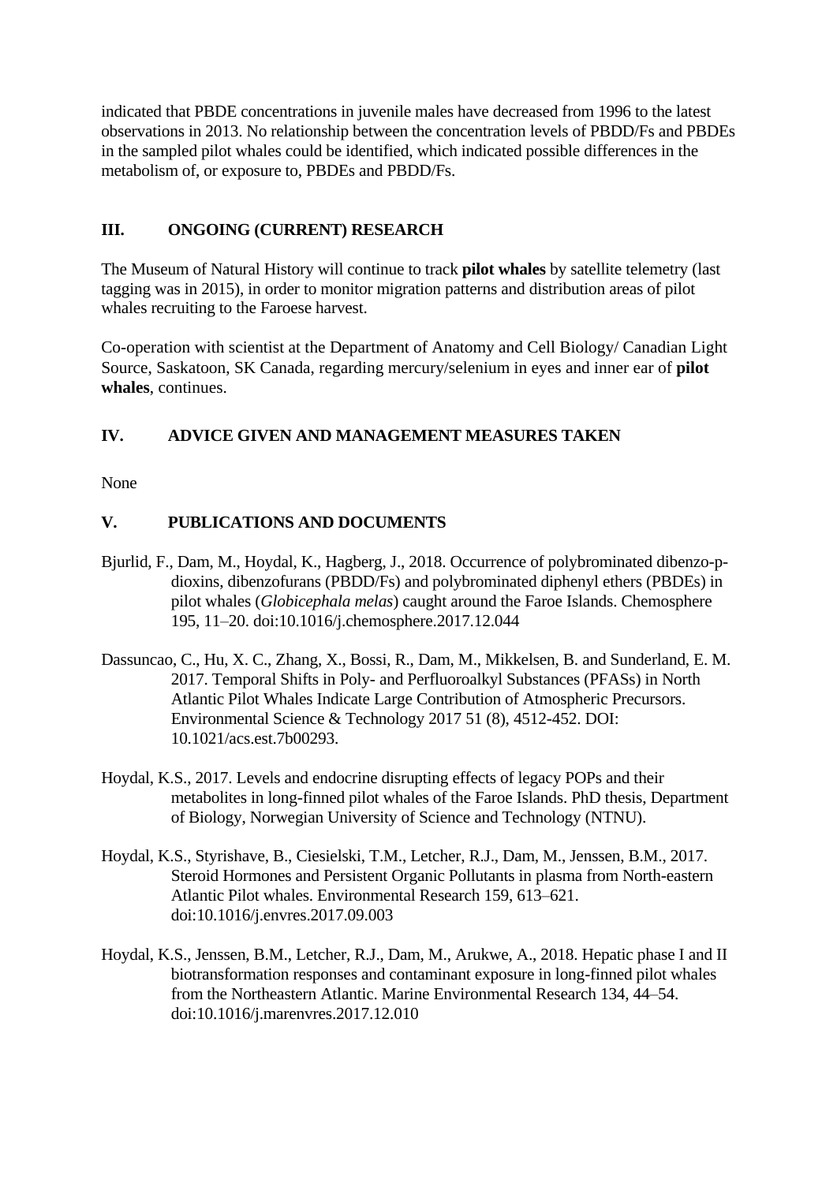indicated that PBDE concentrations in juvenile males have decreased from 1996 to the latest observations in 2013. No relationship between the concentration levels of PBDD/Fs and PBDEs in the sampled pilot whales could be identified, which indicated possible differences in the metabolism of, or exposure to, PBDEs and PBDD/Fs.

## III. ONGOING (CURRENT) RESEARCH

The Museum of Natural History will continue to track **pilot whales** by satellite telemetry (last tagging was in 2015), in order to monitor migration patterns and distribution areas of pilot whales recruiting to the Faroese harvest.

Co-operation with scientist at the Department of Anatomy and Cell Biology/ Canadian Light Source, Saskatoon, SK Canada, regarding mercury/selenium in eyes and inner ear of **pilot whales**, continues.

## IV. ADVICE GIVEN AND MANAGEMENT MEASURES TAKEN

None

## V. PUBLICATIONS AND DOCUMENTS

Bjurlid, F., Dam, M., Hoydal, K., Hagberg, J., 2018. Occurrence of polybrominated dibenzo-p-dioxins, dibenzofurans (PBDD/Fs) and polybrominated diphenyl ethers (PBDEs) in pilot whales (*Globicephala melas*) caught around the Faroe Islands. Chemosphere 195, 11–20. doi:10.1016/j.chemosphere.2017.12.044

Dassuncao, C., Hu, X. C., Zhang, X., Bossi, R., Dam, M., Mikkelsen, B. and Sunderland, E. M. 2017. Temporal Shifts in Poly- and Perfluoroalkyl Substances (PFASs) in North Atlantic Pilot Whales Indicate Large Contribution of Atmospheric Precursors. Environmental Science & Technology 2017 51 (8), 4512-452. DOI: 10.1021/acs.est.7b00293.

Hoydal, K.S., 2017. Levels and endocrine disrupting effects of legacy POPs and their metabolites in long-finned pilot whales of the Faroe Islands. PhD thesis, Department of Biology, Norwegian University of Science and Technology (NTNU).

Hoydal, K.S., Styrishave, B., Ciesielski, T.M., Letcher, R.J., Dam, M., Jenssen, B.M., 2017. Steroid Hormones and Persistent Organic Pollutants in plasma from North-eastern Atlantic Pilot whales. Environmental Research 159, 613–621. doi:10.1016/j.envres.2017.09.003

Hoydal, K.S., Jenssen, B.M., Letcher, R.J., Dam, M., Arukwe, A., 2018. Hepatic phase I and II biotransformation responses and contaminant exposure in long-finned pilot whales from the Northeastern Atlantic. Marine Environmental Research 134, 44–54. doi:10.1016/j.marenvres.2017.12.010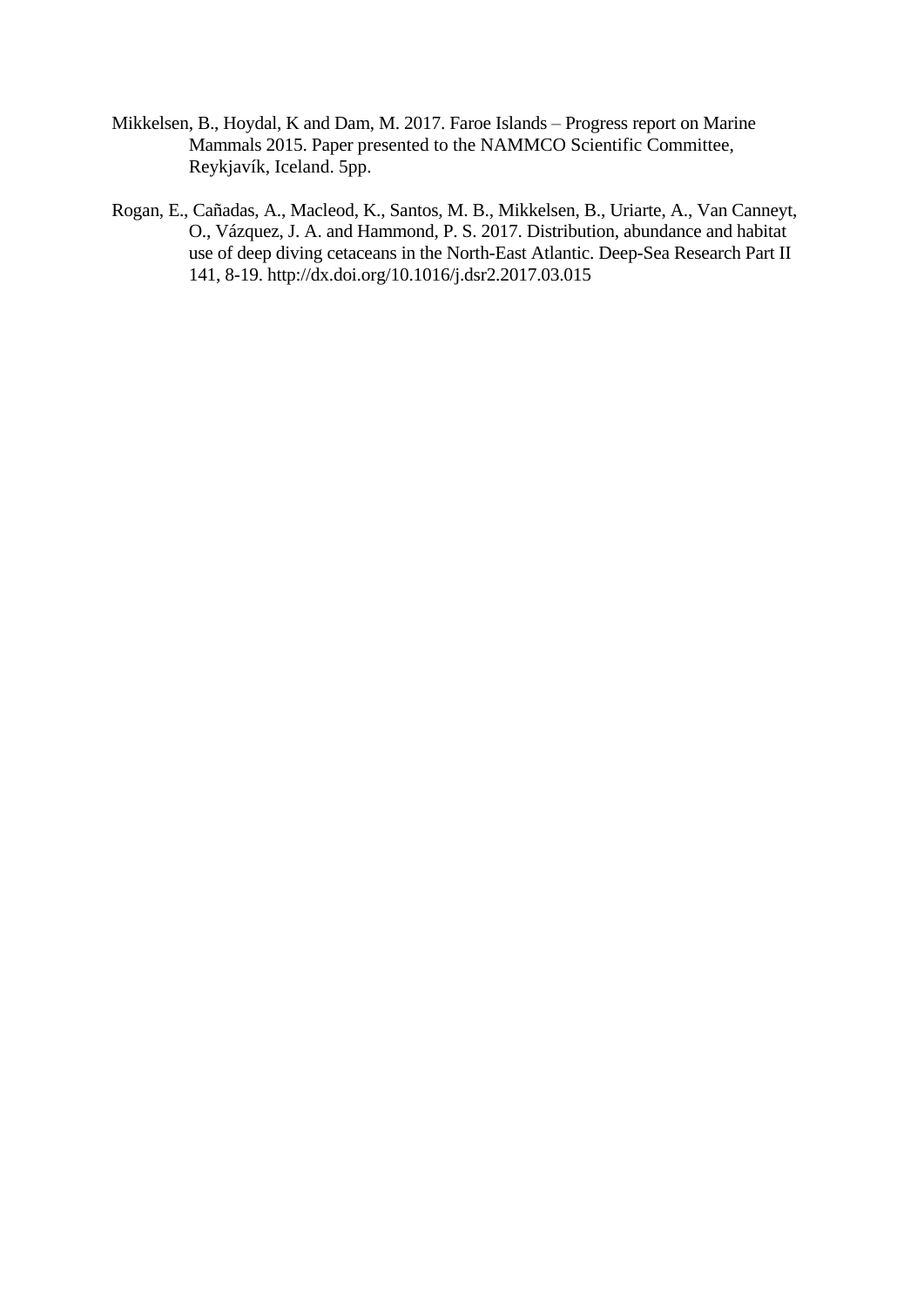Mikkelsen, B., Hoydal, K and Dam, M. 2017. Faroe Islands – Progress report on Marine Mammals 2015. Paper presented to the NAMMCO Scientific Committee, Reykjavík, Iceland. 5pp.

Rogan, E., Cañadas, A., Macleod, K., Santos, M. B., Mikkelsen, B., Uriarte, A., Van Canneyt, O., Vázquez, J. A. and Hammond, P. S. 2017. Distribution, abundance and habitat use of deep diving cetaceans in the North-East Atlantic. Deep-Sea Research Part II 141, 8-19. http://dx.doi.org/10.1016/j.dsr2.2017.03.015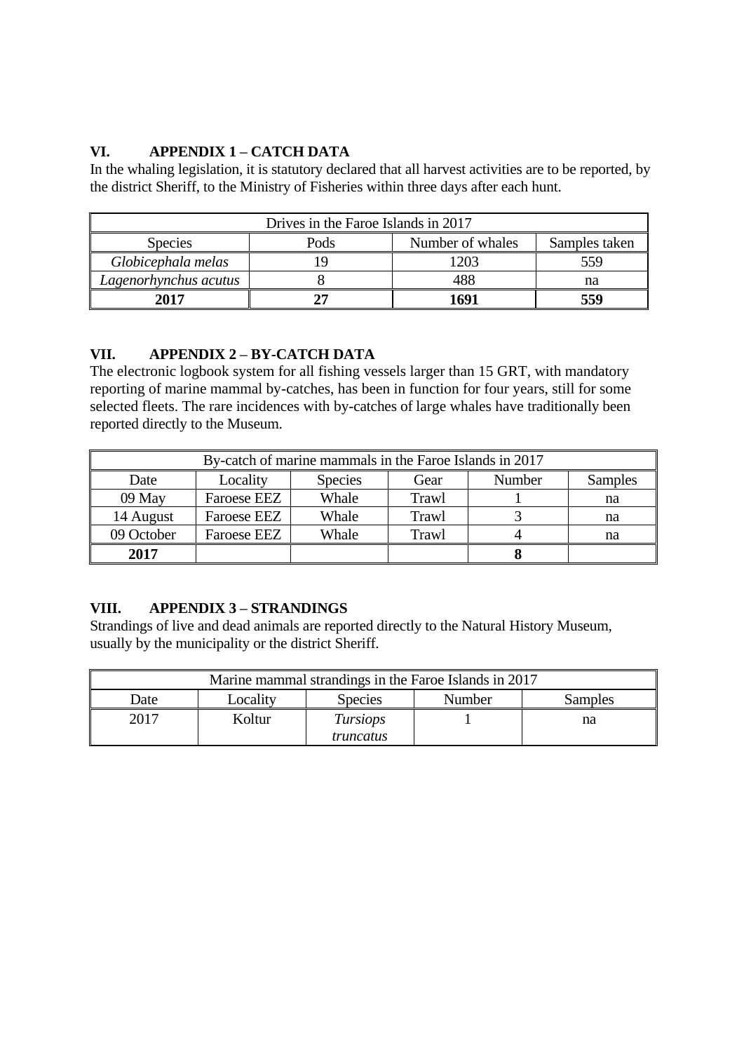## VI. APPENDIX 1 – CATCH DATA

In the whaling legislation, it is statutory declared that all harvest activities are to be reported, by the district Sheriff, to the Ministry of Fisheries within three days after each hunt.

| Drives in the Faroe Islands in 2017 | | | |
|---|---|---|---|
| Species | Pods | Number of whales | Samples taken |
| *Globicephala melas* | 19 | 1203 | 559 |
| *Lagenorhynchus acutus* | 8 | 488 | na |
| **2017** | **27** | **1691** | **559** |

## VII. APPENDIX 2 – BY-CATCH DATA

The electronic logbook system for all fishing vessels larger than 15 GRT, with mandatory reporting of marine mammal by-catches, has been in function for four years, still for some selected fleets. The rare incidences with by-catches of large whales have traditionally been reported directly to the Museum.

| By-catch of marine mammals in the Faroe Islands in 2017 | | | | | |
|---|---|---|---|---|---|
| Date | Locality | Species | Gear | Number | Samples |
| 09 May | Faroese EEZ | Whale | Trawl | 1 | na |
| 14 August | Faroese EEZ | Whale | Trawl | 3 | na |
| 09 October | Faroese EEZ | Whale | Trawl | 4 | na |
| **2017** | | | | **8** | |

## VIII. APPENDIX 3 – STRANDINGS

Strandings of live and dead animals are reported directly to the Natural History Museum, usually by the municipality or the district Sheriff.

| Marine mammal strandings in the Faroe Islands in 2017 | | | | |
|---|---|---|---|---|
| Date | Locality | Species | Number | Samples |
| 2017 | Koltur | *Tursiops truncatus* | 1 | na |